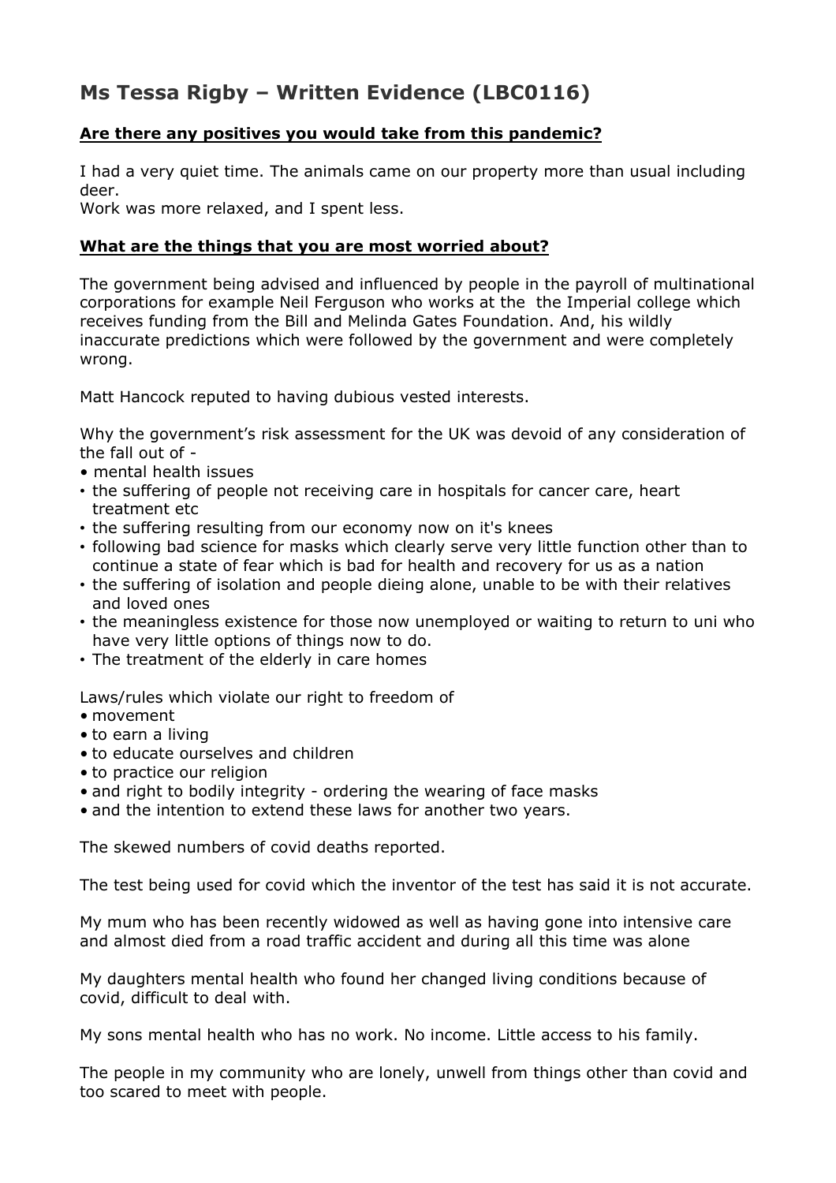# Ms Tessa Rigby – Written Evidence (LBC0116)

## Are there any positives you would take from this pandemic?

I had a very quiet time. The animals came on our property more than usual including deer.
Work was more relaxed, and I spent less.

## What are the things that you are most worried about?

The government being advised and influenced by people in the payroll of multinational corporations for example Neil Ferguson who works at the the Imperial college which receives funding from the Bill and Melinda Gates Foundation. And, his wildly inaccurate predictions which were followed by the government and were completely wrong.

Matt Hancock reputed to having dubious vested interests.

Why the government's risk assessment for the UK was devoid of any consideration of the fall out of -

- mental health issues
- the suffering of people not receiving care in hospitals for cancer care, heart treatment etc
- the suffering resulting from our economy now on it's knees
- following bad science for masks which clearly serve very little function other than to continue a state of fear which is bad for health and recovery for us as a nation
- the suffering of isolation and people dieing alone, unable to be with their relatives and loved ones
- the meaningless existence for those now unemployed or waiting to return to uni who have very little options of things now to do.
- The treatment of the elderly in care homes

Laws/rules which violate our right to freedom of

- movement
- to earn a living
- to educate ourselves and children
- to practice our religion
- and right to bodily integrity - ordering the wearing of face masks
- and the intention to extend these laws for another two years.

The skewed numbers of covid deaths reported.

The test being used for covid which the inventor of the test has said it is not accurate.

My mum who has been recently widowed as well as having gone into intensive care and almost died from a road traffic accident and during all this time was alone

My daughters mental health who found her changed living conditions because of covid, difficult to deal with.

My sons mental health who has no work. No income. Little access to his family.

The people in my community who are lonely, unwell from things other than covid and too scared to meet with people.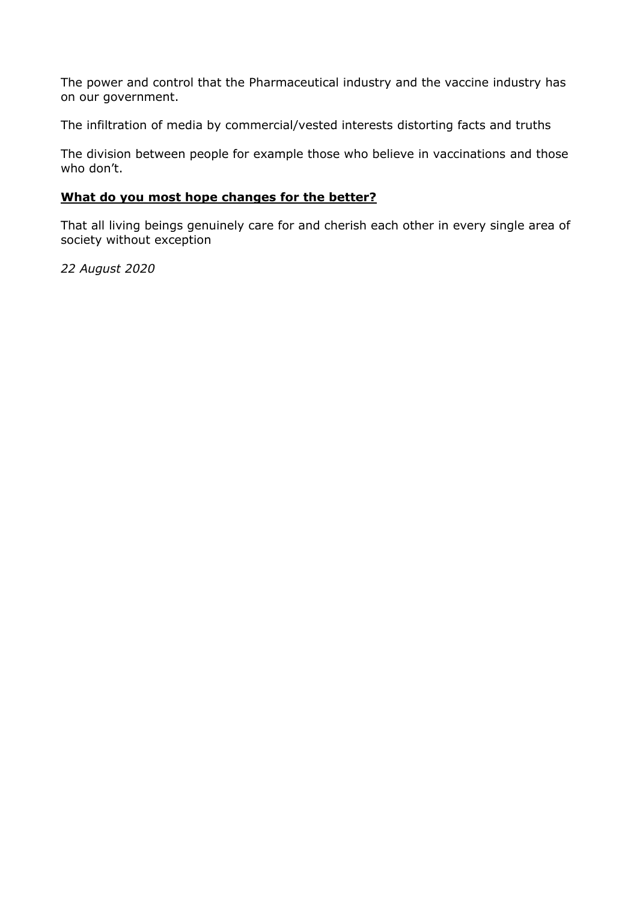The power and control that the Pharmaceutical industry and the vaccine industry has on our government.

The infiltration of media by commercial/vested interests distorting facts and truths

The division between people for example those who believe in vaccinations and those who don't.

**<u>What do you most hope changes for the better?</u>**

That all living beings genuinely care for and cherish each other in every single area of society without exception

*22 August 2020*